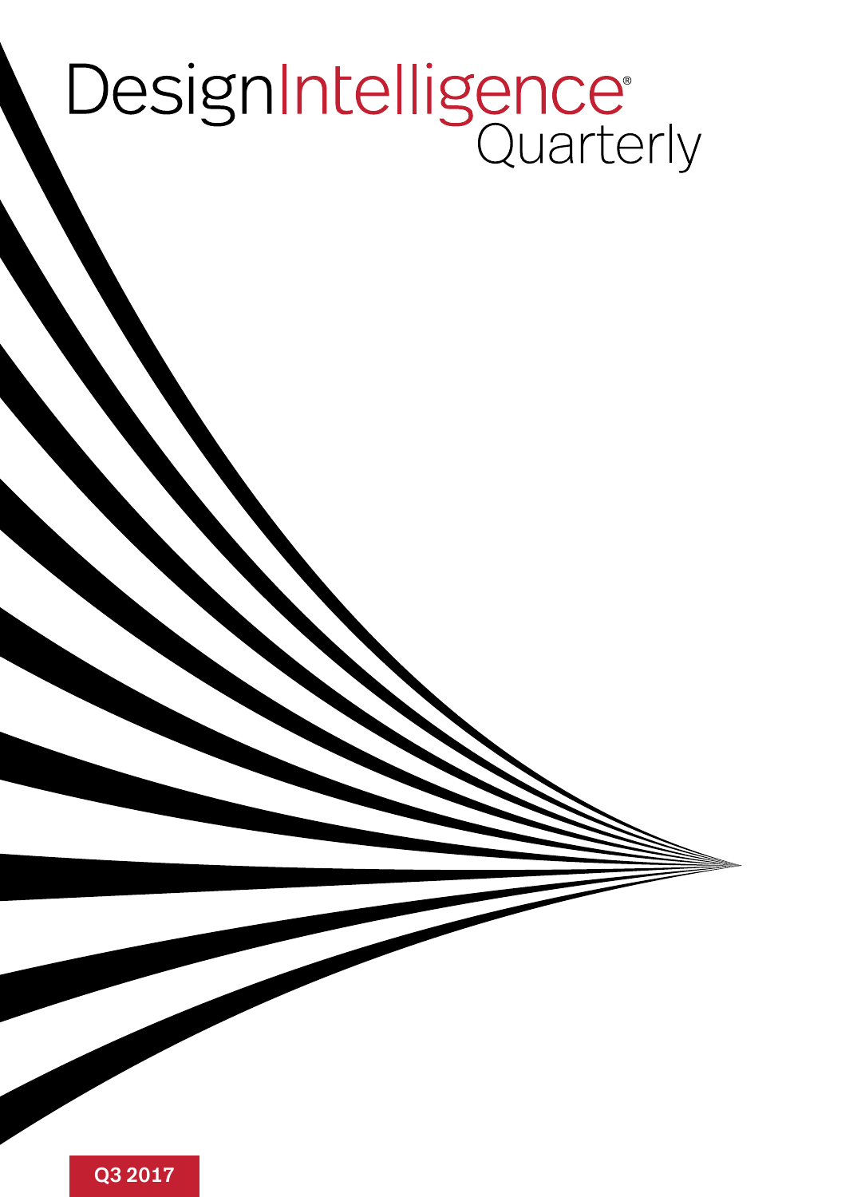# DesignIntelligence® Quarterly

Q3 2017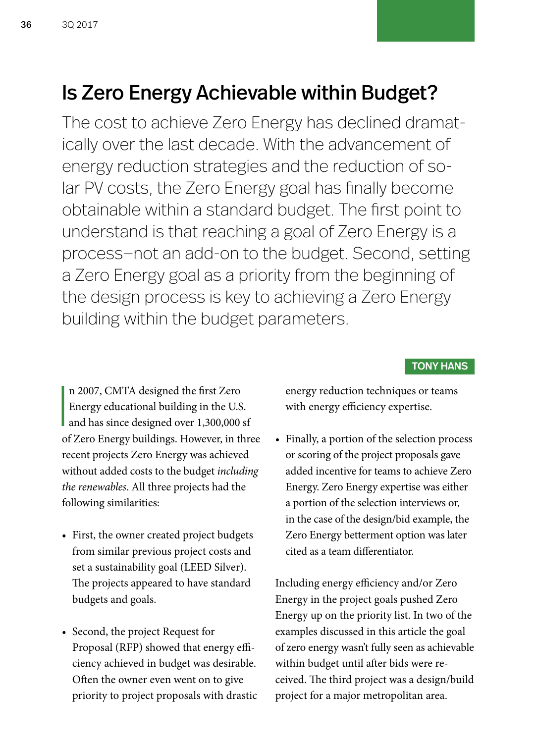# Is Zero Energy Achievable within Budget?

The cost to achieve Zero Energy has declined dramatically over the last decade. With the advancement of energy reduction strategies and the reduction of solar PV costs, the Zero Energy goal has finally become obtainable within a standard budget. The first point to understand is that reaching a goal of Zero Energy is a process—not an add-on to the budget. Second, setting a Zero Energy goal as a priority from the beginning of the design process is key to achieving a Zero Energy building within the budget parameters.

**TONY HANS**

In 2007, CMTA designed the first Zero Energy educational building in the U.S. and has since designed over 1,300,000 sf of Zero Energy buildings. However, in three recent projects Zero Energy was achieved without added costs to the budget *including the renewables*. All three projects had the following similarities:

- First, the owner created project budgets from similar previous project costs and set a sustainability goal (LEED Silver). The projects appeared to have standard budgets and goals.
- Second, the project Request for Proposal (RFP) showed that energy efficiency achieved in budget was desirable. Often the owner even went on to give priority to project proposals with drastic energy reduction techniques or teams with energy efficiency expertise.
- Finally, a portion of the selection process or scoring of the project proposals gave added incentive for teams to achieve Zero Energy. Zero Energy expertise was either a portion of the selection interviews or, in the case of the design/bid example, the Zero Energy betterment option was later cited as a team differentiator.

Including energy efficiency and/or Zero Energy in the project goals pushed Zero Energy up on the priority list. In two of the examples discussed in this article the goal of zero energy wasn't fully seen as achievable within budget until after bids were received. The third project was a design/build project for a major metropolitan area.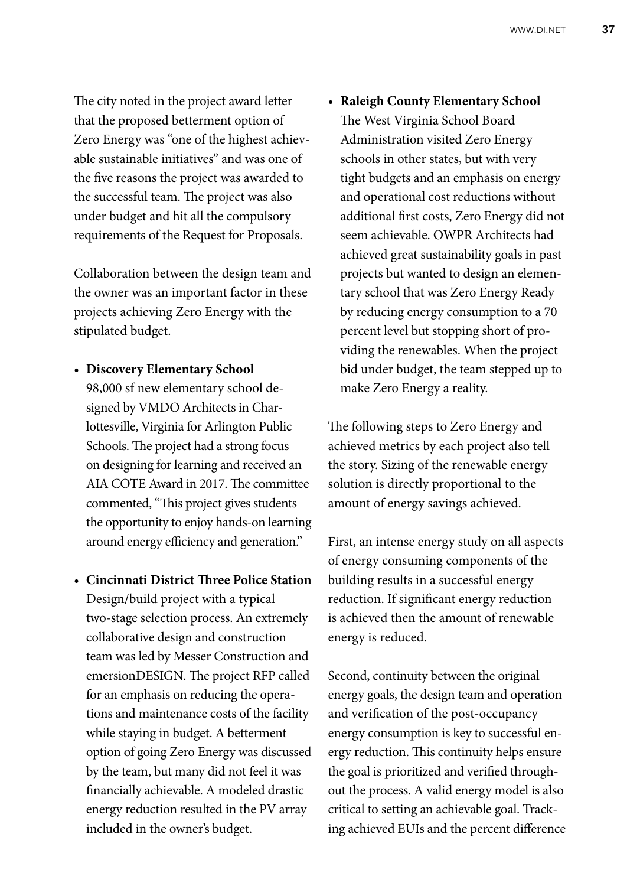The city noted in the project award letter that the proposed betterment option of Zero Energy was "one of the highest achievable sustainable initiatives" and was one of the five reasons the project was awarded to the successful team. The project was also under budget and hit all the compulsory requirements of the Request for Proposals.

Collaboration between the design team and the owner was an important factor in these projects achieving Zero Energy with the stipulated budget.

- **Discovery Elementary School**
  98,000 sf new elementary school designed by VMDO Architects in Charlottesville, Virginia for Arlington Public Schools. The project had a strong focus on designing for learning and received an AIA COTE Award in 2017. The committee commented, "This project gives students the opportunity to enjoy hands-on learning around energy efficiency and generation."

- **Cincinnati District Three Police Station**
  Design/build project with a typical two-stage selection process. An extremely collaborative design and construction team was led by Messer Construction and emersionDESIGN. The project RFP called for an emphasis on reducing the operations and maintenance costs of the facility while staying in budget. A betterment option of going Zero Energy was discussed by the team, but many did not feel it was financially achievable. A modeled drastic energy reduction resulted in the PV array included in the owner's budget.

- **Raleigh County Elementary School**
  The West Virginia School Board Administration visited Zero Energy schools in other states, but with very tight budgets and an emphasis on energy and operational cost reductions without additional first costs, Zero Energy did not seem achievable. OWPR Architects had achieved great sustainability goals in past projects but wanted to design an elementary school that was Zero Energy Ready by reducing energy consumption to a 70 percent level but stopping short of providing the renewables. When the project bid under budget, the team stepped up to make Zero Energy a reality.

The following steps to Zero Energy and achieved metrics by each project also tell the story. Sizing of the renewable energy solution is directly proportional to the amount of energy savings achieved.

First, an intense energy study on all aspects of energy consuming components of the building results in a successful energy reduction. If significant energy reduction is achieved then the amount of renewable energy is reduced.

Second, continuity between the original energy goals, the design team and operation and verification of the post-occupancy energy consumption is key to successful energy reduction. This continuity helps ensure the goal is prioritized and verified throughout the process. A valid energy model is also critical to setting an achievable goal. Tracking achieved EUIs and the percent difference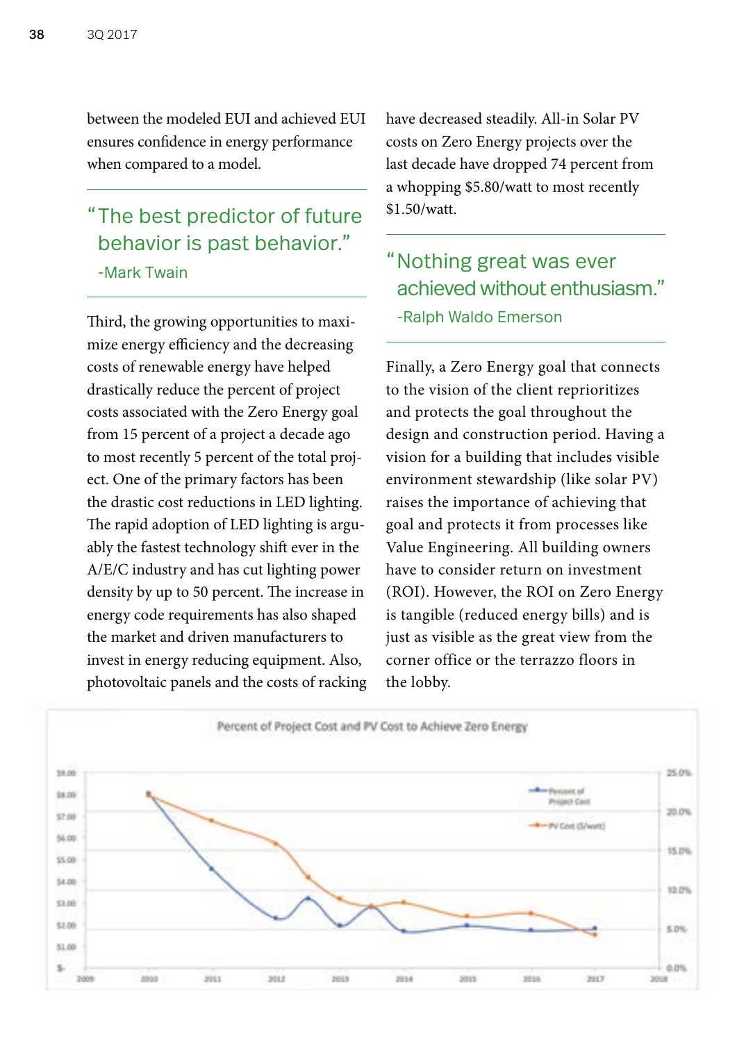between the modeled EUI and achieved EUI ensures confidence in energy performance when compared to a model.

> "The best predictor of future behavior is past behavior."
> -Mark Twain

Third, the growing opportunities to maximize energy efficiency and the decreasing costs of renewable energy have helped drastically reduce the percent of project costs associated with the Zero Energy goal from 15 percent of a project a decade ago to most recently 5 percent of the total project. One of the primary factors has been the drastic cost reductions in LED lighting. The rapid adoption of LED lighting is arguably the fastest technology shift ever in the A/E/C industry and has cut lighting power density by up to 50 percent. The increase in energy code requirements has also shaped the market and driven manufacturers to invest in energy reducing equipment. Also, photovoltaic panels and the costs of racking have decreased steadily. All-in Solar PV costs on Zero Energy projects over the last decade have dropped 74 percent from a whopping $5.80/watt to most recently $1.50/watt.

> "Nothing great was ever achieved without enthusiasm."
> -Ralph Waldo Emerson

Finally, a Zero Energy goal that connects to the vision of the client reprioritizes and protects the goal throughout the design and construction period. Having a vision for a building that includes visible environment stewardship (like solar PV) raises the importance of achieving that goal and protects it from processes like Value Engineering. All building owners have to consider return on investment (ROI). However, the ROI on Zero Energy is tangible (reduced energy bills) and is just as visible as the great view from the corner office or the terrazzo floors in the lobby.

Percent of Project Cost and PV Cost to Achieve Zero Energy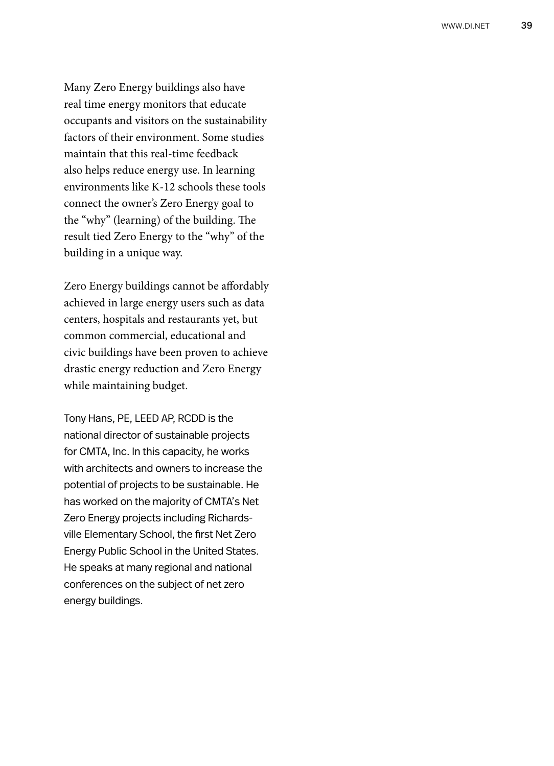Many Zero Energy buildings also have real time energy monitors that educate occupants and visitors on the sustainability factors of their environment. Some studies maintain that this real-time feedback also helps reduce energy use. In learning environments like K-12 schools these tools connect the owner's Zero Energy goal to the "why" (learning) of the building. The result tied Zero Energy to the "why" of the building in a unique way.

Zero Energy buildings cannot be affordably achieved in large energy users such as data centers, hospitals and restaurants yet, but common commercial, educational and civic buildings have been proven to achieve drastic energy reduction and Zero Energy while maintaining budget.

Tony Hans, PE, LEED AP, RCDD is the national director of sustainable projects for CMTA, Inc. In this capacity, he works with architects and owners to increase the potential of projects to be sustainable. He has worked on the majority of CMTA's Net Zero Energy projects including Richardsville Elementary School, the first Net Zero Energy Public School in the United States. He speaks at many regional and national conferences on the subject of net zero energy buildings.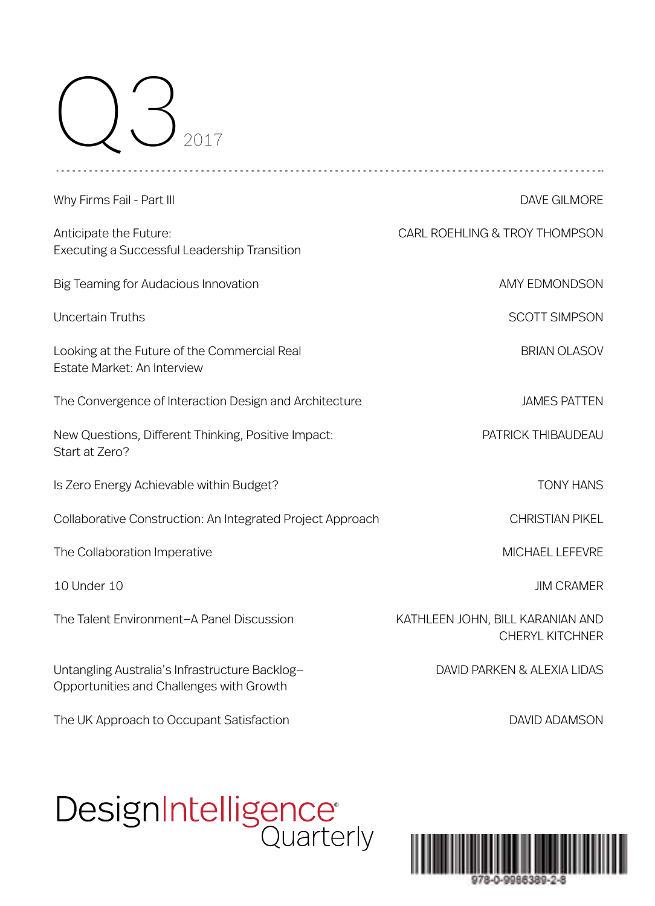# Q3 2017

| | |
|---|---|
| Why Firms Fail - Part III | DAVE GILMORE |
| Anticipate the Future: Executing a Successful Leadership Transition | CARL ROEHLING & TROY THOMPSON |
| Big Teaming for Audacious Innovation | AMY EDMONDSON |
| Uncertain Truths | SCOTT SIMPSON |
| Looking at the Future of the Commercial Real Estate Market: An Interview | BRIAN OLASOV |
| The Convergence of Interaction Design and Architecture | JAMES PATTEN |
| New Questions, Different Thinking, Positive Impact: Start at Zero? | PATRICK THIBAUDEAU |
| Is Zero Energy Achievable within Budget? | TONY HANS |
| Collaborative Construction: An Integrated Project Approach | CHRISTIAN PIKEL |
| The Collaboration Imperative | MICHAEL LEFEVRE |
| 10 Under 10 | JIM CRAMER |
| The Talent Environment–A Panel Discussion | KATHLEEN JOHN, BILL KARANIAN AND CHERYL KITCHNER |
| Untangling Australia's Infrastructure Backlog–Opportunities and Challenges with Growth | DAVID PARKEN & ALEXIA LIDAS |
| The UK Approach to Occupant Satisfaction | DAVID ADAMSON |

DesignIntelligence® Quarterly

978-0-9986389-2-8